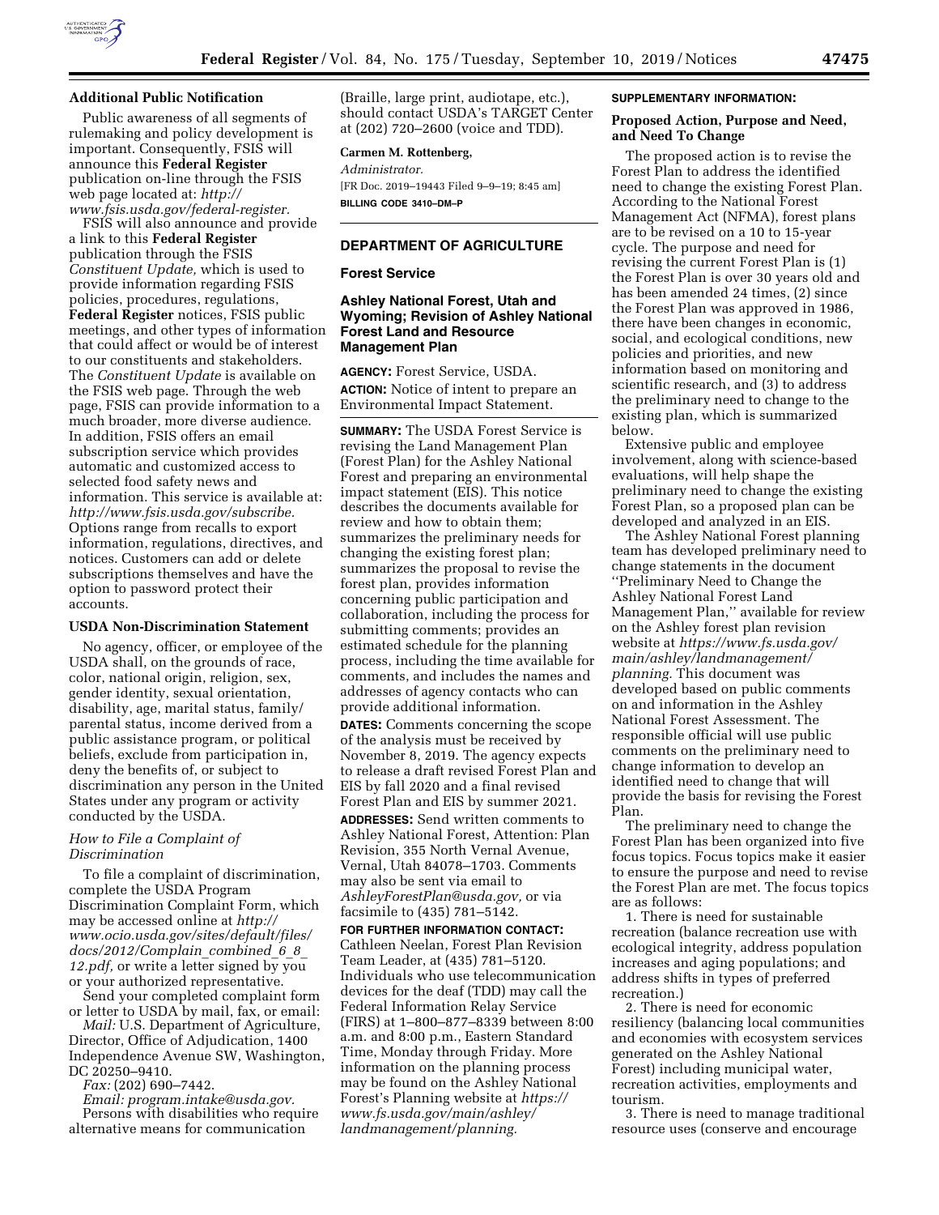### Additional Public Notification

Public awareness of all segments of rulemaking and policy development is important. Consequently, FSIS will announce this **Federal Register** publication on-line through the FSIS web page located at: *http://www.fsis.usda.gov/federal-register.*

FSIS will also announce and provide a link to this **Federal Register** publication through the FSIS *Constituent Update,* which is used to provide information regarding FSIS policies, procedures, regulations, **Federal Register** notices, FSIS public meetings, and other types of information that could affect or would be of interest to our constituents and stakeholders. The *Constituent Update* is available on the FSIS web page. Through the web page, FSIS can provide information to a much broader, more diverse audience. In addition, FSIS offers an email subscription service which provides automatic and customized access to selected food safety news and information. This service is available at: *http://www.fsis.usda.gov/subscribe.* Options range from recalls to export information, regulations, directives, and notices. Customers can add or delete subscriptions themselves and have the option to password protect their accounts.

### USDA Non-Discrimination Statement

No agency, officer, or employee of the USDA shall, on the grounds of race, color, national origin, religion, sex, gender identity, sexual orientation, disability, age, marital status, family/parental status, income derived from a public assistance program, or political beliefs, exclude from participation in, deny the benefits of, or subject to discrimination any person in the United States under any program or activity conducted by the USDA.

*How to File a Complaint of Discrimination*

To file a complaint of discrimination, complete the USDA Program Discrimination Complaint Form, which may be accessed online at *http://www.ocio.usda.gov/sites/default/files/docs/2012/Complain_combined_6_8_12.pdf,* or write a letter signed by you or your authorized representative.

Send your completed complaint form or letter to USDA by mail, fax, or email:

*Mail:* U.S. Department of Agriculture, Director, Office of Adjudication, 1400 Independence Avenue SW, Washington, DC 20250–9410.

*Fax:* (202) 690–7442.

*Email: program.intake@usda.gov.*

Persons with disabilities who require alternative means for communication (Braille, large print, audiotape, etc.), should contact USDA's TARGET Center at (202) 720–2600 (voice and TDD).

**Carmen M. Rottenberg,**

*Administrator.*

[FR Doc. 2019–19443 Filed 9–9–19; 8:45 am]

**BILLING CODE 3410–DM–P**

---

## DEPARTMENT OF AGRICULTURE

### Forest Service

### Ashley National Forest, Utah and Wyoming; Revision of Ashley National Forest Land and Resource Management Plan

**AGENCY:** Forest Service, USDA.

**ACTION:** Notice of intent to prepare an Environmental Impact Statement.

**SUMMARY:** The USDA Forest Service is revising the Land Management Plan (Forest Plan) for the Ashley National Forest and preparing an environmental impact statement (EIS). This notice describes the documents available for review and how to obtain them; summarizes the preliminary needs for changing the existing forest plan; summarizes the proposal to revise the forest plan, provides information concerning public participation and collaboration, including the process for submitting comments; provides an estimated schedule for the planning process, including the time available for comments, and includes the names and addresses of agency contacts who can provide additional information.

**DATES:** Comments concerning the scope of the analysis must be received by November 8, 2019. The agency expects to release a draft revised Forest Plan and EIS by fall 2020 and a final revised Forest Plan and EIS by summer 2021.

**ADDRESSES:** Send written comments to Ashley National Forest, Attention: Plan Revision, 355 North Vernal Avenue, Vernal, Utah 84078–1703. Comments may also be sent via email to *AshleyForestPlan@usda.gov,* or via facsimile to (435) 781–5142.

**FOR FURTHER INFORMATION CONTACT:** Cathleen Neelan, Forest Plan Revision Team Leader, at (435) 781–5120. Individuals who use telecommunication devices for the deaf (TDD) may call the Federal Information Relay Service (FIRS) at 1–800–877–8339 between 8:00 a.m. and 8:00 p.m., Eastern Standard Time, Monday through Friday. More information on the planning process may be found on the Ashley National Forest's Planning website at *https://www.fs.usda.gov/main/ashley/landmanagement/planning.*

**SUPPLEMENTARY INFORMATION:**

### Proposed Action, Purpose and Need, and Need To Change

The proposed action is to revise the Forest Plan to address the identified need to change the existing Forest Plan. According to the National Forest Management Act (NFMA), forest plans are to be revised on a 10 to 15-year cycle. The purpose and need for revising the current Forest Plan is (1) the Forest Plan is over 30 years old and has been amended 24 times, (2) since the Forest Plan was approved in 1986, there have been changes in economic, social, and ecological conditions, new policies and priorities, and new information based on monitoring and scientific research, and (3) to address the preliminary need to change to the existing plan, which is summarized below.

Extensive public and employee involvement, along with science-based evaluations, will help shape the preliminary need to change the existing Forest Plan, so a proposed plan can be developed and analyzed in an EIS.

The Ashley National Forest planning team has developed preliminary need to change statements in the document ''Preliminary Need to Change the Ashley National Forest Land Management Plan,'' available for review on the Ashley forest plan revision website at *https://www.fs.usda.gov/main/ashley/landmanagement/planning.* This document was developed based on public comments on and information in the Ashley National Forest Assessment. The responsible official will use public comments on the preliminary need to change information to develop an identified need to change that will provide the basis for revising the Forest Plan.

The preliminary need to change the Forest Plan has been organized into five focus topics. Focus topics make it easier to ensure the purpose and need to revise the Forest Plan are met. The focus topics are as follows:

1. There is need for sustainable recreation (balance recreation use with ecological integrity, address population increases and aging populations; and address shifts in types of preferred recreation.)

2. There is need for economic resiliency (balancing local communities and economies with ecosystem services generated on the Ashley National Forest) including municipal water, recreation activities, employments and tourism.

3. There is need to manage traditional resource uses (conserve and encourage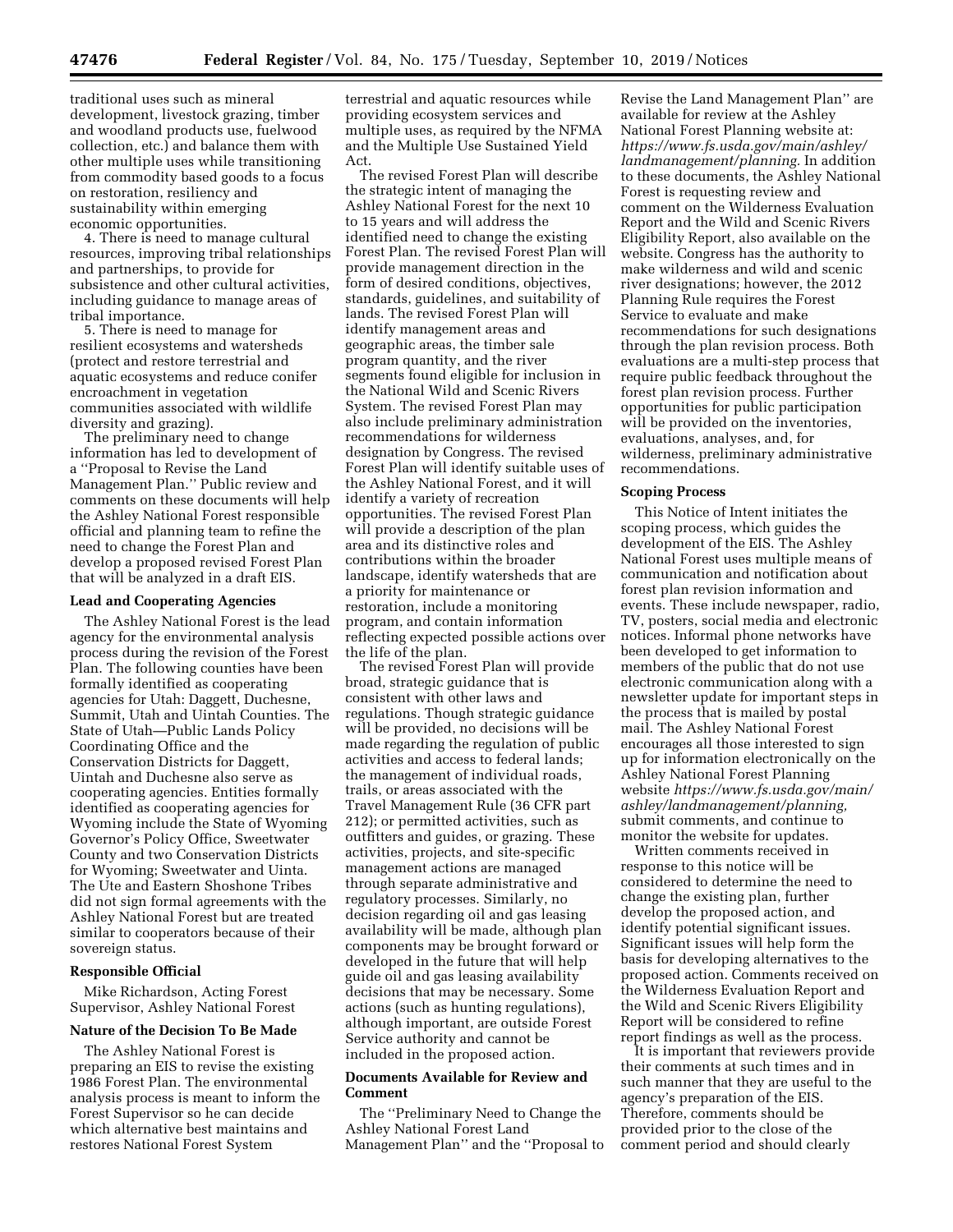traditional uses such as mineral development, livestock grazing, timber and woodland products use, fuelwood collection, etc.) and balance them with other multiple uses while transitioning from commodity based goods to a focus on restoration, resiliency and sustainability within emerging economic opportunities.

4. There is need to manage cultural resources, improving tribal relationships and partnerships, to provide for subsistence and other cultural activities, including guidance to manage areas of tribal importance.

5. There is need to manage for resilient ecosystems and watersheds (protect and restore terrestrial and aquatic ecosystems and reduce conifer encroachment in vegetation communities associated with wildlife diversity and grazing).

The preliminary need to change information has led to development of a ''Proposal to Revise the Land Management Plan.'' Public review and comments on these documents will help the Ashley National Forest responsible official and planning team to refine the need to change the Forest Plan and develop a proposed revised Forest Plan that will be analyzed in a draft EIS.

**Lead and Cooperating Agencies**

The Ashley National Forest is the lead agency for the environmental analysis process during the revision of the Forest Plan. The following counties have been formally identified as cooperating agencies for Utah: Daggett, Duchesne, Summit, Utah and Uintah Counties. The State of Utah—Public Lands Policy Coordinating Office and the Conservation Districts for Daggett, Uintah and Duchesne also serve as cooperating agencies. Entities formally identified as cooperating agencies for Wyoming include the State of Wyoming Governor's Policy Office, Sweetwater County and two Conservation Districts for Wyoming; Sweetwater and Uinta. The Ute and Eastern Shoshone Tribes did not sign formal agreements with the Ashley National Forest but are treated similar to cooperators because of their sovereign status.

**Responsible Official**

Mike Richardson, Acting Forest Supervisor, Ashley National Forest

**Nature of the Decision To Be Made**

The Ashley National Forest is preparing an EIS to revise the existing 1986 Forest Plan. The environmental analysis process is meant to inform the Forest Supervisor so he can decide which alternative best maintains and restores National Forest System terrestrial and aquatic resources while providing ecosystem services and multiple uses, as required by the NFMA and the Multiple Use Sustained Yield Act.

The revised Forest Plan will describe the strategic intent of managing the Ashley National Forest for the next 10 to 15 years and will address the identified need to change the existing Forest Plan. The revised Forest Plan will provide management direction in the form of desired conditions, objectives, standards, guidelines, and suitability of lands. The revised Forest Plan will identify management areas and geographic areas, the timber sale program quantity, and the river segments found eligible for inclusion in the National Wild and Scenic Rivers System. The revised Forest Plan may also include preliminary administration recommendations for wilderness designation by Congress. The revised Forest Plan will identify suitable uses of the Ashley National Forest, and it will identify a variety of recreation opportunities. The revised Forest Plan will provide a description of the plan area and its distinctive roles and contributions within the broader landscape, identify watersheds that are a priority for maintenance or restoration, include a monitoring program, and contain information reflecting expected possible actions over the life of the plan.

The revised Forest Plan will provide broad, strategic guidance that is consistent with other laws and regulations. Though strategic guidance will be provided, no decisions will be made regarding the regulation of public activities and access to federal lands; the management of individual roads, trails, or areas associated with the Travel Management Rule (36 CFR part 212); or permitted activities, such as outfitters and guides, or grazing. These activities, projects, and site-specific management actions are managed through separate administrative and regulatory processes. Similarly, no decision regarding oil and gas leasing availability will be made, although plan components may be brought forward or developed in the future that will help guide oil and gas leasing availability decisions that may be necessary. Some actions (such as hunting regulations), although important, are outside Forest Service authority and cannot be included in the proposed action.

**Documents Available for Review and Comment**

The ''Preliminary Need to Change the Ashley National Forest Land Management Plan'' and the ''Proposal to Revise the Land Management Plan'' are available for review at the Ashley National Forest Planning website at: *https://www.fs.usda.gov/main/ashley/landmanagement/planning.* In addition to these documents, the Ashley National Forest is requesting review and comment on the Wilderness Evaluation Report and the Wild and Scenic Rivers Eligibility Report, also available on the website. Congress has the authority to make wilderness and wild and scenic river designations; however, the 2012 Planning Rule requires the Forest Service to evaluate and make recommendations for such designations through the plan revision process. Both evaluations are a multi-step process that require public feedback throughout the forest plan revision process. Further opportunities for public participation will be provided on the inventories, evaluations, analyses, and, for wilderness, preliminary administrative recommendations.

**Scoping Process**

This Notice of Intent initiates the scoping process, which guides the development of the EIS. The Ashley National Forest uses multiple means of communication and notification about forest plan revision information and events. These include newspaper, radio, TV, posters, social media and electronic notices. Informal phone networks have been developed to get information to members of the public that do not use electronic communication along with a newsletter update for important steps in the process that is mailed by postal mail. The Ashley National Forest encourages all those interested to sign up for information electronically on the Ashley National Forest Planning website *https://www.fs.usda.gov/main/ashley/landmanagement/planning,* submit comments, and continue to monitor the website for updates.

Written comments received in response to this notice will be considered to determine the need to change the existing plan, further develop the proposed action, and identify potential significant issues. Significant issues will help form the basis for developing alternatives to the proposed action. Comments received on the Wilderness Evaluation Report and the Wild and Scenic Rivers Eligibility Report will be considered to refine report findings as well as the process.

It is important that reviewers provide their comments at such times and in such manner that they are useful to the agency's preparation of the EIS. Therefore, comments should be provided prior to the close of the comment period and should clearly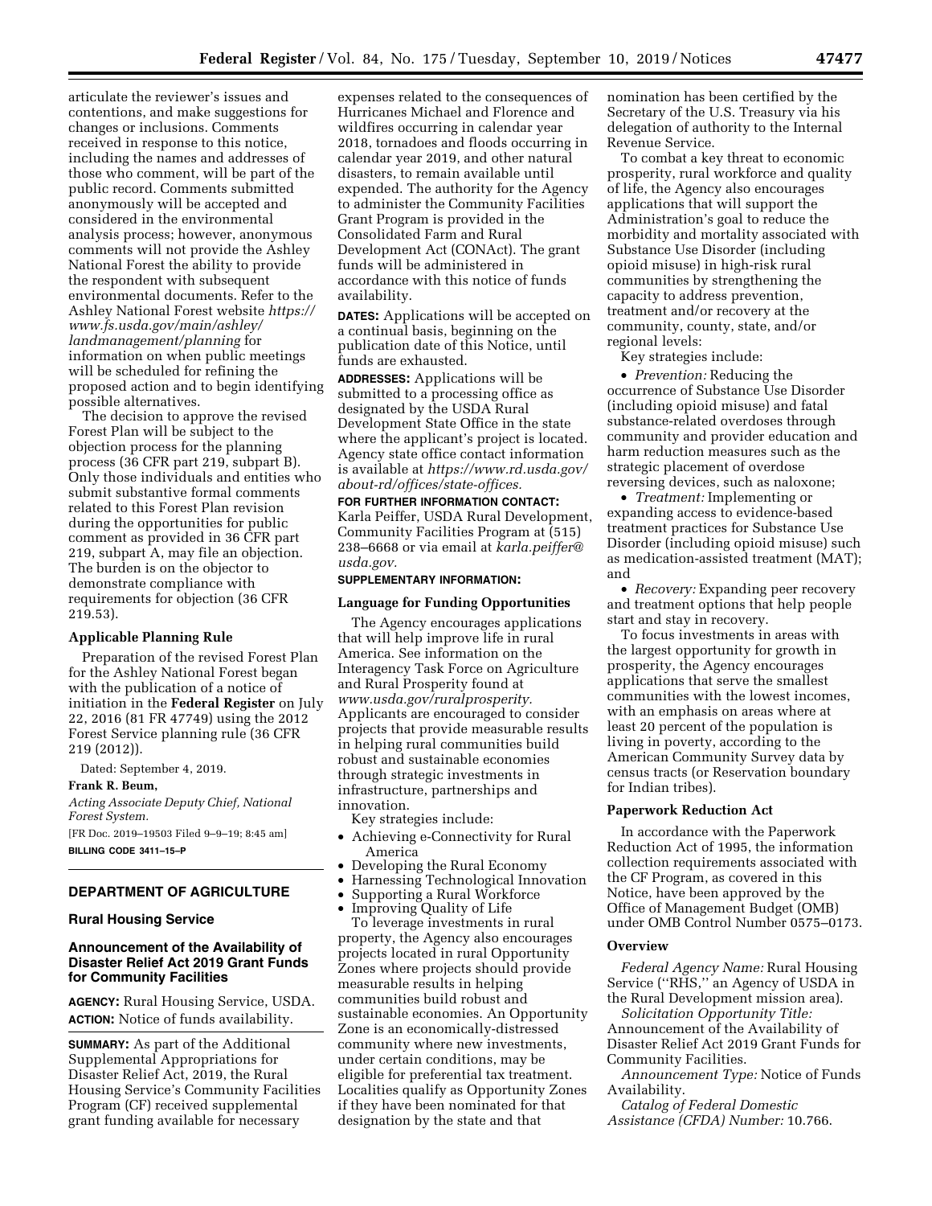articulate the reviewer's issues and contentions, and make suggestions for changes or inclusions. Comments received in response to this notice, including the names and addresses of those who comment, will be part of the public record. Comments submitted anonymously will be accepted and considered in the environmental analysis process; however, anonymous comments will not provide the Ashley National Forest the ability to provide the respondent with subsequent environmental documents. Refer to the Ashley National Forest website *https://www.fs.usda.gov/main/ashley/landmanagement/planning* for information on when public meetings will be scheduled for refining the proposed action and to begin identifying possible alternatives.

The decision to approve the revised Forest Plan will be subject to the objection process for the planning process (36 CFR part 219, subpart B). Only those individuals and entities who submit substantive formal comments related to this Forest Plan revision during the opportunities for public comment as provided in 36 CFR part 219, subpart A, may file an objection. The burden is on the objector to demonstrate compliance with requirements for objection (36 CFR 219.53).

### Applicable Planning Rule

Preparation of the revised Forest Plan for the Ashley National Forest began with the publication of a notice of initiation in the **Federal Register** on July 22, 2016 (81 FR 47749) using the 2012 Forest Service planning rule (36 CFR 219 (2012)).

Dated: September 4, 2019.

**Frank R. Beum,**

*Acting Associate Deputy Chief, National Forest System.*

[FR Doc. 2019–19503 Filed 9–9–19; 8:45 am]

**BILLING CODE 3411–15–P**

## DEPARTMENT OF AGRICULTURE

### Rural Housing Service

### Announcement of the Availability of Disaster Relief Act 2019 Grant Funds for Community Facilities

**AGENCY:** Rural Housing Service, USDA.

**ACTION:** Notice of funds availability.

**SUMMARY:** As part of the Additional Supplemental Appropriations for Disaster Relief Act, 2019, the Rural Housing Service's Community Facilities Program (CF) received supplemental grant funding available for necessary expenses related to the consequences of Hurricanes Michael and Florence and wildfires occurring in calendar year 2018, tornadoes and floods occurring in calendar year 2019, and other natural disasters, to remain available until expended. The authority for the Agency to administer the Community Facilities Grant Program is provided in the Consolidated Farm and Rural Development Act (CONAct). The grant funds will be administered in accordance with this notice of funds availability.

**DATES:** Applications will be accepted on a continual basis, beginning on the publication date of this Notice, until funds are exhausted.

**ADDRESSES:** Applications will be submitted to a processing office as designated by the USDA Rural Development State Office in the state where the applicant's project is located. Agency state office contact information is available at *https://www.rd.usda.gov/about-rd/offices/state-offices.*

**FOR FURTHER INFORMATION CONTACT:** Karla Peiffer, USDA Rural Development, Community Facilities Program at (515) 238–6668 or via email at *karla.peiffer@usda.gov.*

**SUPPLEMENTARY INFORMATION:**

### Language for Funding Opportunities

The Agency encourages applications that will help improve life in rural America. See information on the Interagency Task Force on Agriculture and Rural Prosperity found at *www.usda.gov/ruralprosperity.* Applicants are encouraged to consider projects that provide measurable results in helping rural communities build robust and sustainable economies through strategic investments in infrastructure, partnerships and innovation.

Key strategies include:

- Achieving e-Connectivity for Rural America
- Developing the Rural Economy
- Harnessing Technological Innovation
- Supporting a Rural Workforce
- Improving Quality of Life

To leverage investments in rural property, the Agency also encourages projects located in rural Opportunity Zones where projects should provide measurable results in helping communities build robust and sustainable economies. An Opportunity Zone is an economically-distressed community where new investments, under certain conditions, may be eligible for preferential tax treatment. Localities qualify as Opportunity Zones if they have been nominated for that designation by the state and that nomination has been certified by the Secretary of the U.S. Treasury via his delegation of authority to the Internal Revenue Service.

To combat a key threat to economic prosperity, rural workforce and quality of life, the Agency also encourages applications that will support the Administration's goal to reduce the morbidity and mortality associated with Substance Use Disorder (including opioid misuse) in high-risk rural communities by strengthening the capacity to address prevention, treatment and/or recovery at the community, county, state, and/or regional levels:

Key strategies include:

- *Prevention:* Reducing the occurrence of Substance Use Disorder (including opioid misuse) and fatal substance-related overdoses through community and provider education and harm reduction measures such as the strategic placement of overdose reversing devices, such as naloxone;
- *Treatment:* Implementing or expanding access to evidence-based treatment practices for Substance Use Disorder (including opioid misuse) such as medication-assisted treatment (MAT); and
- *Recovery:* Expanding peer recovery and treatment options that help people start and stay in recovery.

To focus investments in areas with the largest opportunity for growth in prosperity, the Agency encourages applications that serve the smallest communities with the lowest incomes, with an emphasis on areas where at least 20 percent of the population is living in poverty, according to the American Community Survey data by census tracts (or Reservation boundary for Indian tribes).

### Paperwork Reduction Act

In accordance with the Paperwork Reduction Act of 1995, the information collection requirements associated with the CF Program, as covered in this Notice, have been approved by the Office of Management Budget (OMB) under OMB Control Number 0575–0173.

### Overview

*Federal Agency Name:* Rural Housing Service (''RHS,'' an Agency of USDA in the Rural Development mission area).

*Solicitation Opportunity Title:* Announcement of the Availability of Disaster Relief Act 2019 Grant Funds for Community Facilities.

*Announcement Type:* Notice of Funds Availability.

*Catalog of Federal Domestic Assistance (CFDA) Number:* 10.766.